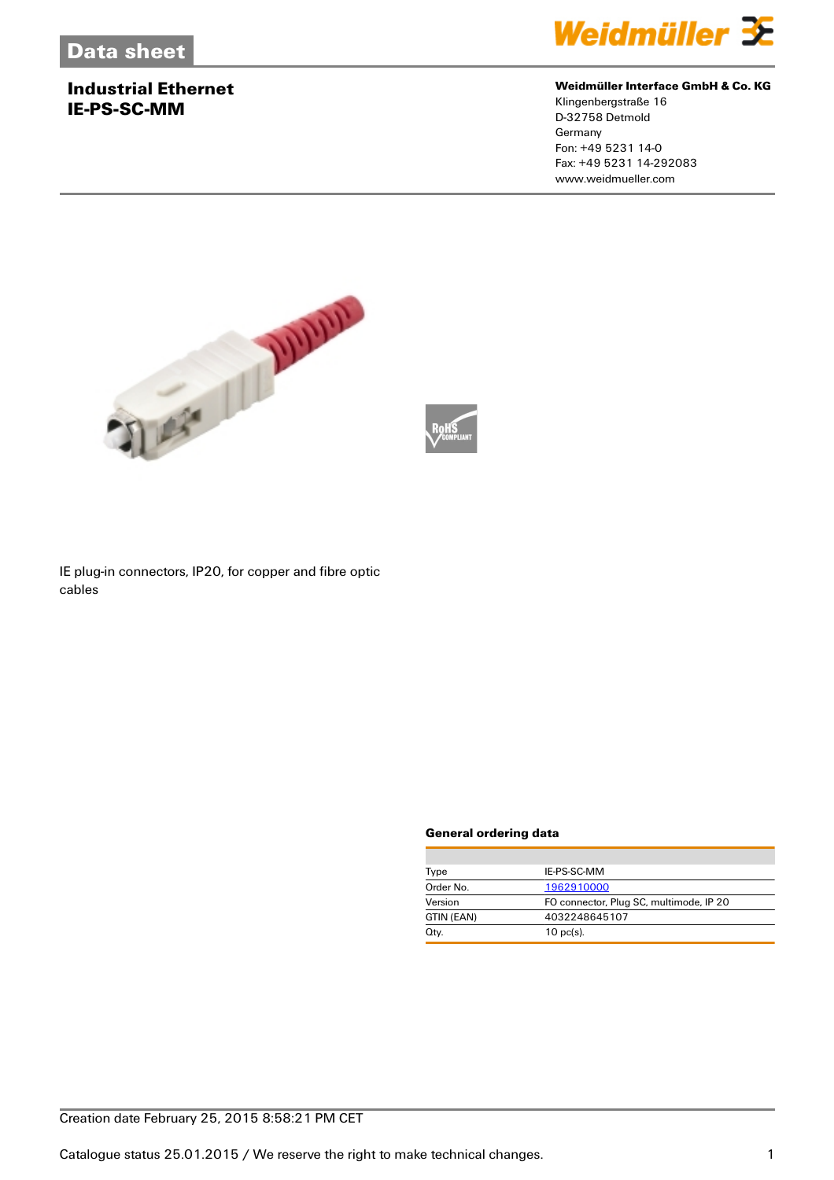Data sheet

# Industrial Ethernet
# IE-PS-SC-MM

**Weidmüller Interface GmbH & Co. KG**
Klingenbergstraße 16
D-32758 Detmold
Germany
Fon: +49 5231 14-0
Fax: +49 5231 14-292083
www.weidmueller.com

IE plug-in connectors, IP20, for copper and fibre optic cables

### General ordering data

| | |
|---|---|
| Type | IE-PS-SC-MM |
| Order No. | 1962910000 |
| Version | FO connector, Plug SC, multimode, IP 20 |
| GTIN (EAN) | 4032248645107 |
| Qty. | 10 pc(s). |

Creation date February 25, 2015 8:58:21 PM CET

Catalogue status 25.01.2015 / We reserve the right to make technical changes.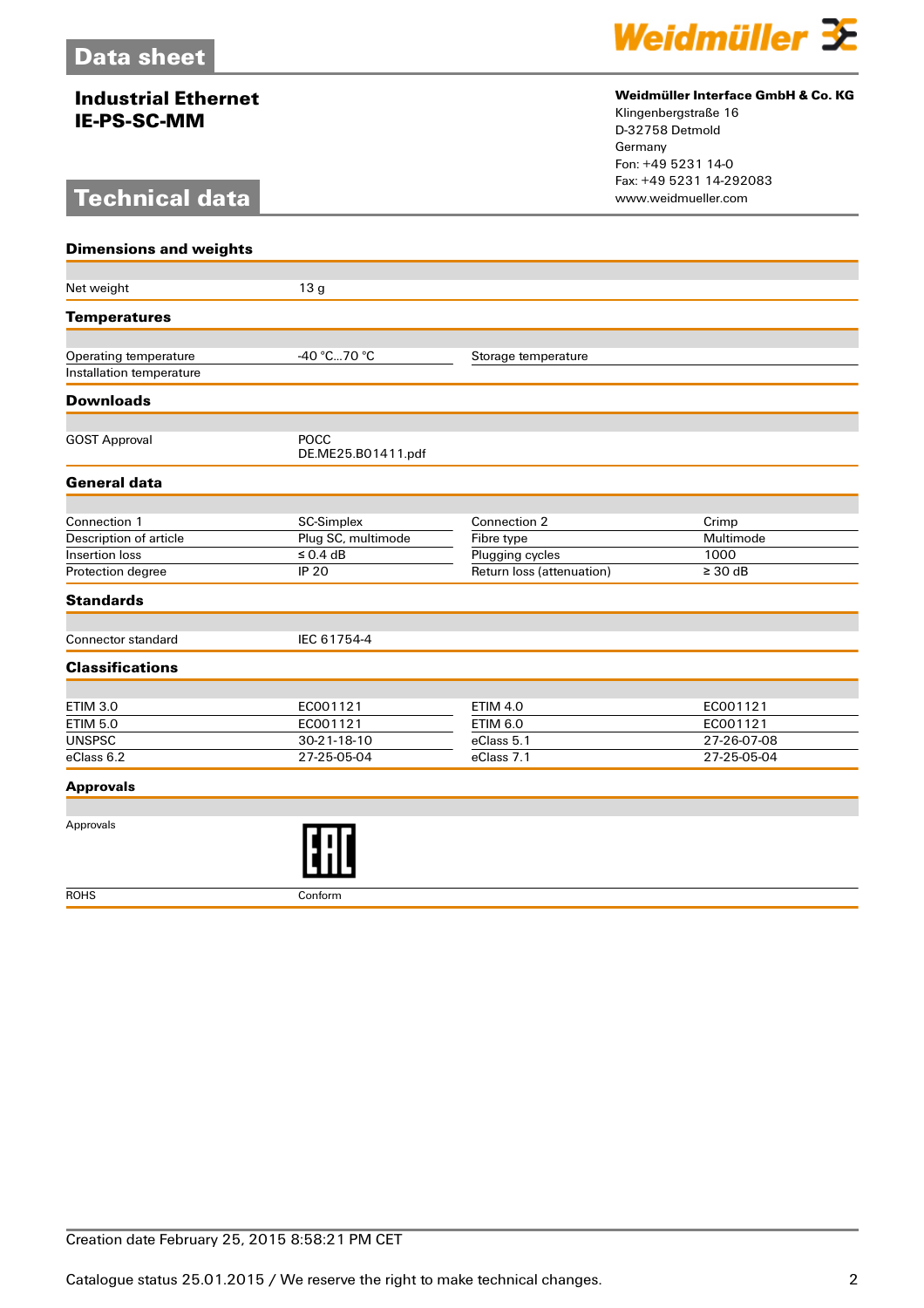# Data sheet

**Industrial Ethernet**
**IE-PS-SC-MM**

## Technical data

**Weidmüller Interface GmbH & Co. KG**
Klingenbergstraße 16
D-32758 Detmold
Germany
Fon: +49 5231 14-0
Fax: +49 5231 14-292083
www.weidmueller.com

### Dimensions and weights

| | |
|---|---|
| Net weight | 13 g |

### Temperatures

| | | | |
|---|---|---|---|
| Operating temperature | -40 °C...70 °C | Storage temperature | |
| Installation temperature | | | |

### Downloads

| | |
|---|---|
| GOST Approval | POCC DE.ME25.B01411.pdf |

### General data

| | | | |
|---|---|---|---|
| Connection 1 | SC-Simplex | Connection 2 | Crimp |
| Description of article | Plug SC, multimode | Fibre type | Multimode |
| Insertion loss | ≤ 0.4 dB | Plugging cycles | 1000 |
| Protection degree | IP 20 | Return loss (attenuation) | ≥ 30 dB |

### Standards

| | |
|---|---|
| Connector standard | IEC 61754-4 |

### Classifications

| | | | |
|---|---|---|---|
| ETIM 3.0 | EC001121 | ETIM 4.0 | EC001121 |
| ETIM 5.0 | EC001121 | ETIM 6.0 | EC001121 |
| UNSPSC | 30-21-18-10 | eClass 5.1 | 27-26-07-08 |
| eClass 6.2 | 27-25-05-04 | eClass 7.1 | 27-25-05-04 |

### Approvals

| | |
|---|---|
| Approvals | EAC |
| ROHS | Conform |

Creation date February 25, 2015 8:58:21 PM CET

Catalogue status 25.01.2015 / We reserve the right to make technical changes.